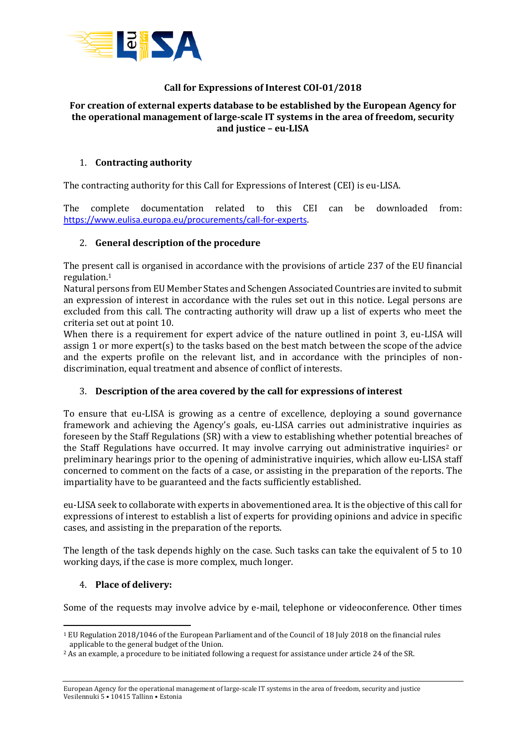## Call for Expressions of Interest COI-01/2018

### For creation of external experts database to be established by the European Agency for the operational management of large-scale IT systems in the area of freedom, security and justice – eu-LISA

1. **Contracting authority**

The contracting authority for this Call for Expressions of Interest (CEI) is eu-LISA.

The complete documentation related to this CEI can be downloaded from: https://www.eulisa.europa.eu/procurements/call-for-experts.

2. **General description of the procedure**

The present call is organised in accordance with the provisions of article 237 of the EU financial regulation.[1]

Natural persons from EU Member States and Schengen Associated Countries are invited to submit an expression of interest in accordance with the rules set out in this notice. Legal persons are excluded from this call. The contracting authority will draw up a list of experts who meet the criteria set out at point 10.

When there is a requirement for expert advice of the nature outlined in point 3, eu-LISA will assign 1 or more expert(s) to the tasks based on the best match between the scope of the advice and the experts profile on the relevant list, and in accordance with the principles of non-discrimination, equal treatment and absence of conflict of interests.

3. **Description of the area covered by the call for expressions of interest**

To ensure that eu-LISA is growing as a centre of excellence, deploying a sound governance framework and achieving the Agency's goals, eu-LISA carries out administrative inquiries as foreseen by the Staff Regulations (SR) with a view to establishing whether potential breaches of the Staff Regulations have occurred. It may involve carrying out administrative inquiries[2] or preliminary hearings prior to the opening of administrative inquiries, which allow eu-LISA staff concerned to comment on the facts of a case, or assisting in the preparation of the reports. The impartiality have to be guaranteed and the facts sufficiently established.

eu-LISA seek to collaborate with experts in abovementioned area. It is the objective of this call for expressions of interest to establish a list of experts for providing opinions and advice in specific cases, and assisting in the preparation of the reports.

The length of the task depends highly on the case. Such tasks can take the equivalent of 5 to 10 working days, if the case is more complex, much longer.

4. **Place of delivery:**

Some of the requests may involve advice by e-mail, telephone or videoconference. Other times

---

[1] EU Regulation 2018/1046 of the European Parliament and of the Council of 18 July 2018 on the financial rules applicable to the general budget of the Union.

[2] As an example, a procedure to be initiated following a request for assistance under article 24 of the SR.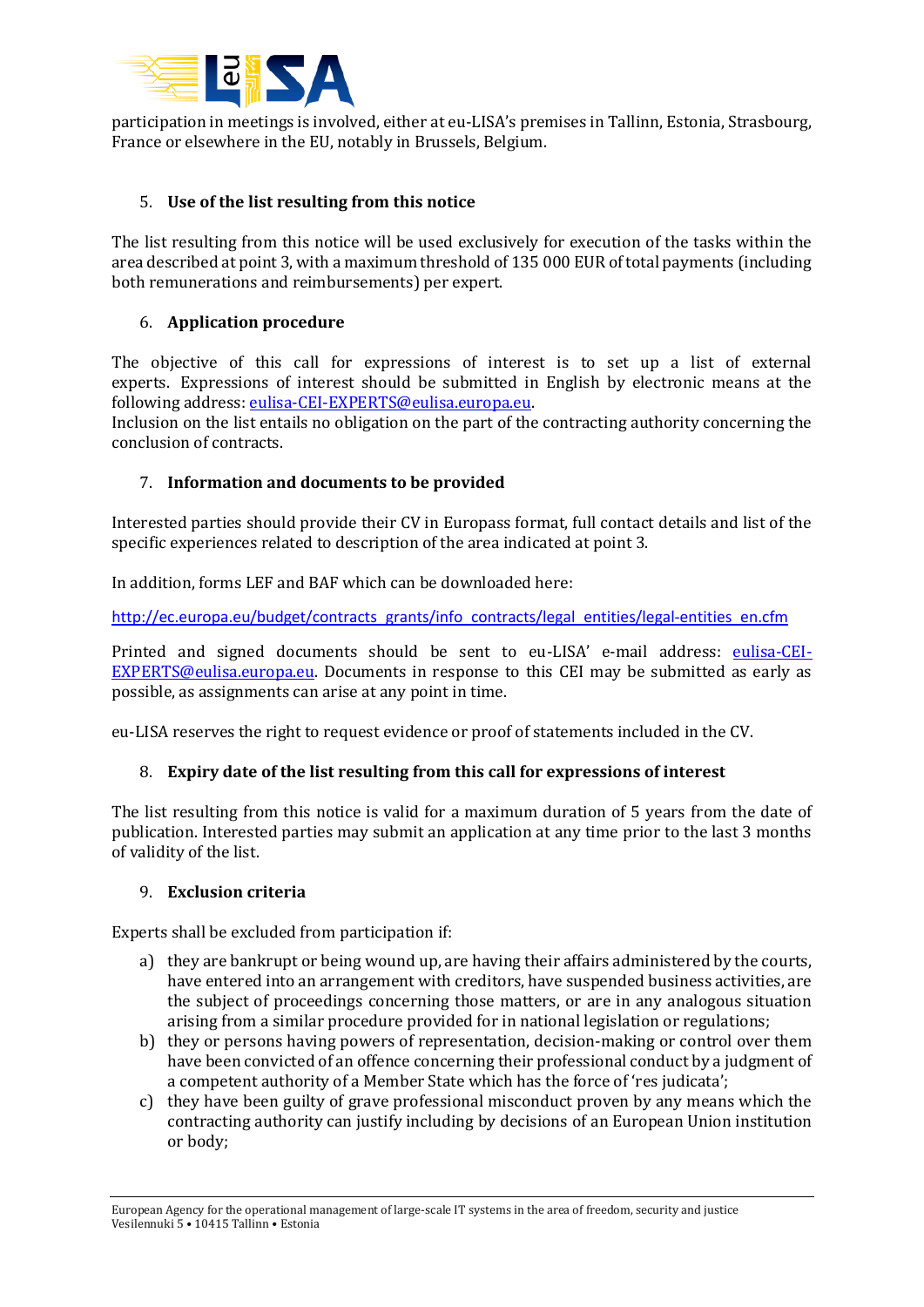participation in meetings is involved, either at eu-LISA's premises in Tallinn, Estonia, Strasbourg, France or elsewhere in the EU, notably in Brussels, Belgium.

5. **Use of the list resulting from this notice**

The list resulting from this notice will be used exclusively for execution of the tasks within the area described at point 3, with a maximum threshold of 135 000 EUR of total payments (including both remunerations and reimbursements) per expert.

6. **Application procedure**

The objective of this call for expressions of interest is to set up a list of external experts. Expressions of interest should be submitted in English by electronic means at the following address: eulisa-CEI-EXPERTS@eulisa.europa.eu.
Inclusion on the list entails no obligation on the part of the contracting authority concerning the conclusion of contracts.

7. **Information and documents to be provided**

Interested parties should provide their CV in Europass format, full contact details and list of the specific experiences related to description of the area indicated at point 3.

In addition, forms LEF and BAF which can be downloaded here:

http://ec.europa.eu/budget/contracts_grants/info_contracts/legal_entities/legal-entities_en.cfm

Printed and signed documents should be sent to eu-LISA' e-mail address: eulisa-CEI-EXPERTS@eulisa.europa.eu. Documents in response to this CEI may be submitted as early as possible, as assignments can arise at any point in time.

eu-LISA reserves the right to request evidence or proof of statements included in the CV.

8. **Expiry date of the list resulting from this call for expressions of interest**

The list resulting from this notice is valid for a maximum duration of 5 years from the date of publication. Interested parties may submit an application at any time prior to the last 3 months of validity of the list.

9. **Exclusion criteria**

Experts shall be excluded from participation if:

a) they are bankrupt or being wound up, are having their affairs administered by the courts, have entered into an arrangement with creditors, have suspended business activities, are the subject of proceedings concerning those matters, or are in any analogous situation arising from a similar procedure provided for in national legislation or regulations;
b) they or persons having powers of representation, decision-making or control over them have been convicted of an offence concerning their professional conduct by a judgment of a competent authority of a Member State which has the force of 'res judicata';
c) they have been guilty of grave professional misconduct proven by any means which the contracting authority can justify including by decisions of an European Union institution or body;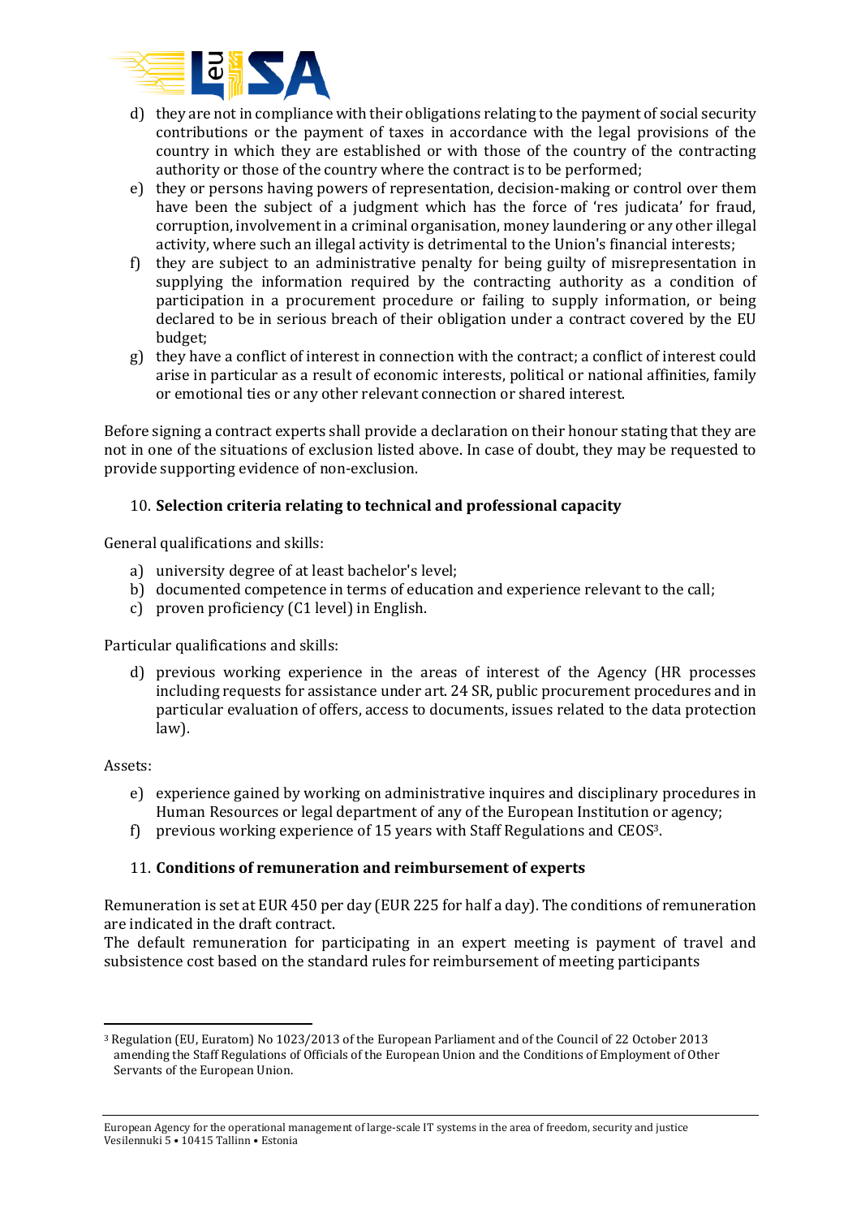d) they are not in compliance with their obligations relating to the payment of social security contributions or the payment of taxes in accordance with the legal provisions of the country in which they are established or with those of the country of the contracting authority or those of the country where the contract is to be performed;

e) they or persons having powers of representation, decision-making or control over them have been the subject of a judgment which has the force of 'res judicata' for fraud, corruption, involvement in a criminal organisation, money laundering or any other illegal activity, where such an illegal activity is detrimental to the Union's financial interests;

f) they are subject to an administrative penalty for being guilty of misrepresentation in supplying the information required by the contracting authority as a condition of participation in a procurement procedure or failing to supply information, or being declared to be in serious breach of their obligation under a contract covered by the EU budget;

g) they have a conflict of interest in connection with the contract; a conflict of interest could arise in particular as a result of economic interests, political or national affinities, family or emotional ties or any other relevant connection or shared interest.

Before signing a contract experts shall provide a declaration on their honour stating that they are not in one of the situations of exclusion listed above. In case of doubt, they may be requested to provide supporting evidence of non-exclusion.

## 10. Selection criteria relating to technical and professional capacity

General qualifications and skills:

a) university degree of at least bachelor's level;
b) documented competence in terms of education and experience relevant to the call;
c) proven proficiency (C1 level) in English.

Particular qualifications and skills:

d) previous working experience in the areas of interest of the Agency (HR processes including requests for assistance under art. 24 SR, public procurement procedures and in particular evaluation of offers, access to documents, issues related to the data protection law).

Assets:

e) experience gained by working on administrative inquires and disciplinary procedures in Human Resources or legal department of any of the European Institution or agency;
f) previous working experience of 15 years with Staff Regulations and CEOS[3].

## 11. Conditions of remuneration and reimbursement of experts

Remuneration is set at EUR 450 per day (EUR 225 for half a day). The conditions of remuneration are indicated in the draft contract.
The default remuneration for participating in an expert meeting is payment of travel and subsistence cost based on the standard rules for reimbursement of meeting participants

---

[3] Regulation (EU, Euratom) No 1023/2013 of the European Parliament and of the Council of 22 October 2013 amending the Staff Regulations of Officials of the European Union and the Conditions of Employment of Other Servants of the European Union.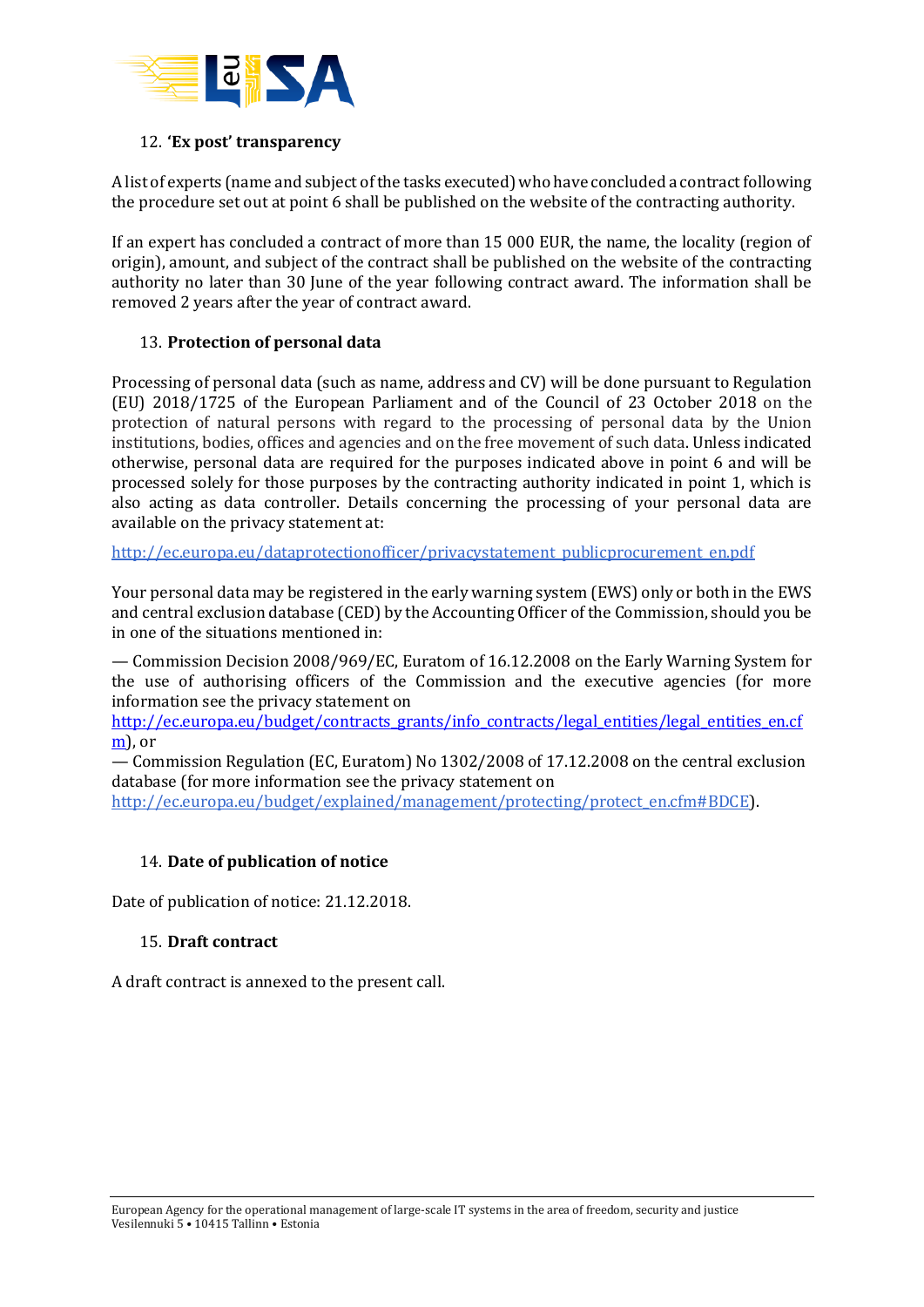## 12. 'Ex post' transparency

A list of experts (name and subject of the tasks executed) who have concluded a contract following the procedure set out at point 6 shall be published on the website of the contracting authority.

If an expert has concluded a contract of more than 15 000 EUR, the name, the locality (region of origin), amount, and subject of the contract shall be published on the website of the contracting authority no later than 30 June of the year following contract award. The information shall be removed 2 years after the year of contract award.

## 13. Protection of personal data

Processing of personal data (such as name, address and CV) will be done pursuant to Regulation (EU) 2018/1725 of the European Parliament and of the Council of 23 October 2018 on the protection of natural persons with regard to the processing of personal data by the Union institutions, bodies, offices and agencies and on the free movement of such data. Unless indicated otherwise, personal data are required for the purposes indicated above in point 6 and will be processed solely for those purposes by the contracting authority indicated in point 1, which is also acting as data controller. Details concerning the processing of your personal data are available on the privacy statement at:

http://ec.europa.eu/dataprotectionofficer/privacystatement_publicprocurement_en.pdf

Your personal data may be registered in the early warning system (EWS) only or both in the EWS and central exclusion database (CED) by the Accounting Officer of the Commission, should you be in one of the situations mentioned in:

— Commission Decision 2008/969/EC, Euratom of 16.12.2008 on the Early Warning System for the use of authorising officers of the Commission and the executive agencies (for more information see the privacy statement on http://ec.europa.eu/budget/contracts_grants/info_contracts/legal_entities/legal_entities_en.cfm), or

— Commission Regulation (EC, Euratom) No 1302/2008 of 17.12.2008 on the central exclusion database (for more information see the privacy statement on http://ec.europa.eu/budget/explained/management/protecting/protect_en.cfm#BDCE).

## 14. Date of publication of notice

Date of publication of notice: 21.12.2018.

## 15. Draft contract

A draft contract is annexed to the present call.